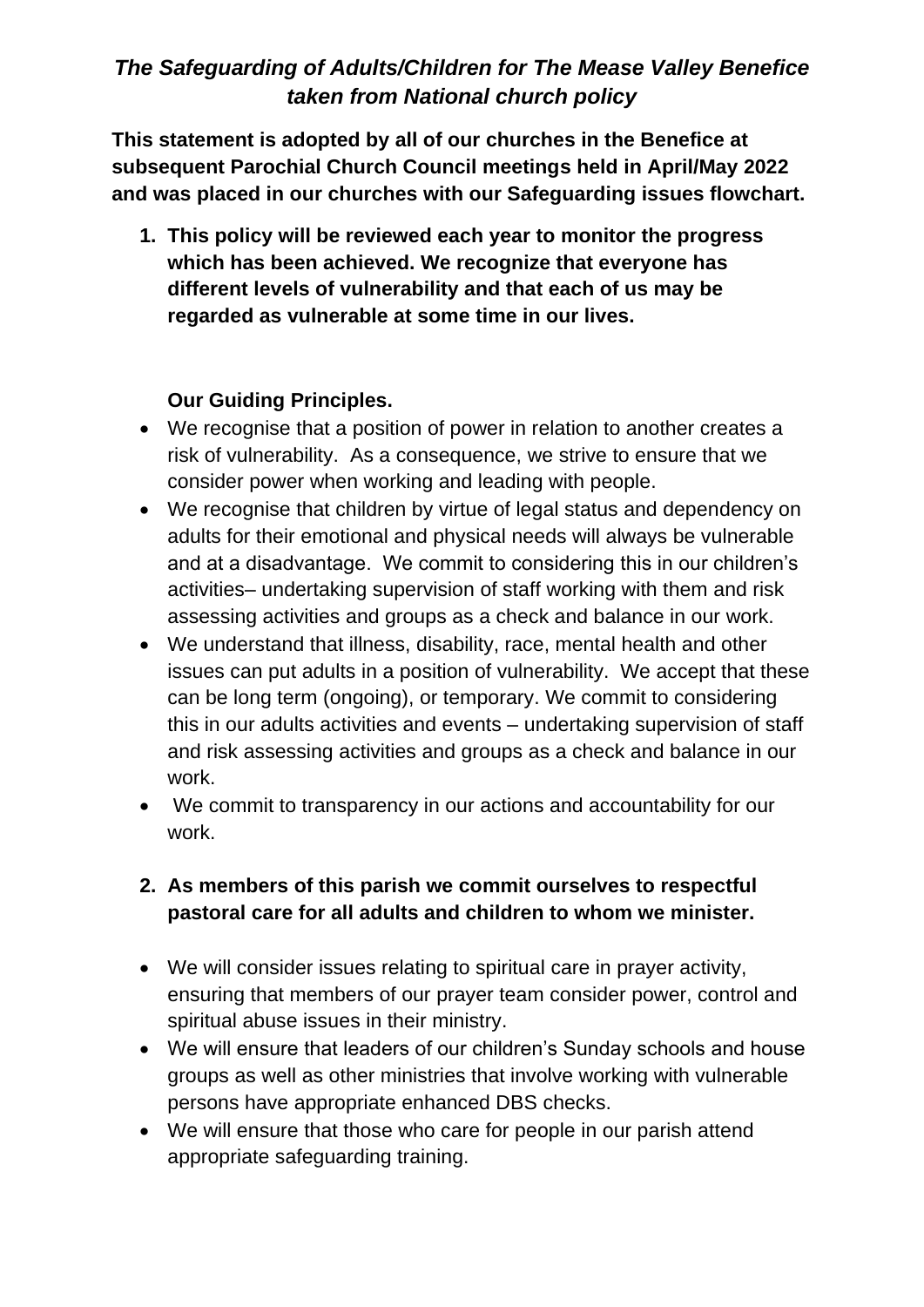# *The Safeguarding of Adults/Children for The Mease Valley Benefice taken from National church policy*

**This statement is adopted by all of our churches in the Benefice at subsequent Parochial Church Council meetings held in April/May 2022 and was placed in our churches with our Safeguarding issues flowchart.**

1. **This policy will be reviewed each year to monitor the progress which has been achieved. We recognize that everyone has different levels of vulnerability and that each of us may be regarded as vulnerable at some time in our lives.**

   **Our Guiding Principles.**

- We recognise that a position of power in relation to another creates a risk of vulnerability. As a consequence, we strive to ensure that we consider power when working and leading with people.
- We recognise that children by virtue of legal status and dependency on adults for their emotional and physical needs will always be vulnerable and at a disadvantage. We commit to considering this in our children's activities– undertaking supervision of staff working with them and risk assessing activities and groups as a check and balance in our work.
- We understand that illness, disability, race, mental health and other issues can put adults in a position of vulnerability. We accept that these can be long term (ongoing), or temporary. We commit to considering this in our adults activities and events – undertaking supervision of staff and risk assessing activities and groups as a check and balance in our work.
- We commit to transparency in our actions and accountability for our work.

2. **As members of this parish we commit ourselves to respectful pastoral care for all adults and children to whom we minister.**

- We will consider issues relating to spiritual care in prayer activity, ensuring that members of our prayer team consider power, control and spiritual abuse issues in their ministry.
- We will ensure that leaders of our children's Sunday schools and house groups as well as other ministries that involve working with vulnerable persons have appropriate enhanced DBS checks.
- We will ensure that those who care for people in our parish attend appropriate safeguarding training.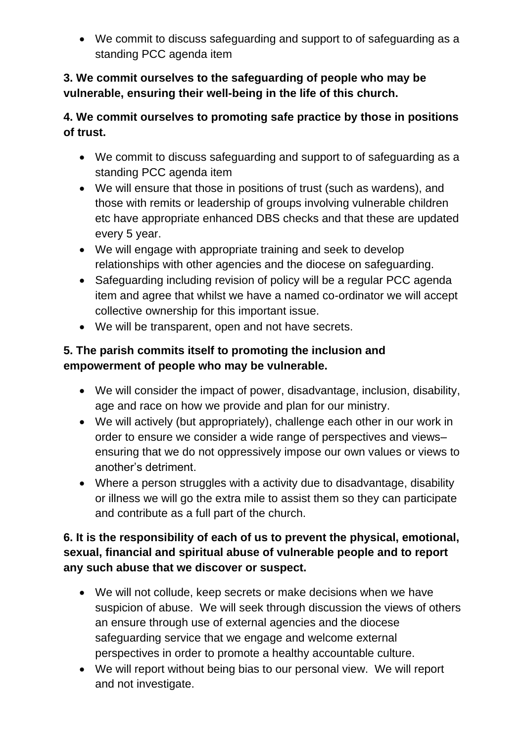- We commit to discuss safeguarding and support to of safeguarding as a standing PCC agenda item

**3. We commit ourselves to the safeguarding of people who may be vulnerable, ensuring their well-being in the life of this church.**

**4. We commit ourselves to promoting safe practice by those in positions of trust.**

- We commit to discuss safeguarding and support to of safeguarding as a standing PCC agenda item
- We will ensure that those in positions of trust (such as wardens), and those with remits or leadership of groups involving vulnerable children etc have appropriate enhanced DBS checks and that these are updated every 5 year.
- We will engage with appropriate training and seek to develop relationships with other agencies and the diocese on safeguarding.
- Safeguarding including revision of policy will be a regular PCC agenda item and agree that whilst we have a named co-ordinator we will accept collective ownership for this important issue.
- We will be transparent, open and not have secrets.

**5. The parish commits itself to promoting the inclusion and empowerment of people who may be vulnerable.**

- We will consider the impact of power, disadvantage, inclusion, disability, age and race on how we provide and plan for our ministry.
- We will actively (but appropriately), challenge each other in our work in order to ensure we consider a wide range of perspectives and views– ensuring that we do not oppressively impose our own values or views to another's detriment.
- Where a person struggles with a activity due to disadvantage, disability or illness we will go the extra mile to assist them so they can participate and contribute as a full part of the church.

**6. It is the responsibility of each of us to prevent the physical, emotional, sexual, financial and spiritual abuse of vulnerable people and to report any such abuse that we discover or suspect.**

- We will not collude, keep secrets or make decisions when we have suspicion of abuse. We will seek through discussion the views of others an ensure through use of external agencies and the diocese safeguarding service that we engage and welcome external perspectives in order to promote a healthy accountable culture.
- We will report without being bias to our personal view. We will report and not investigate.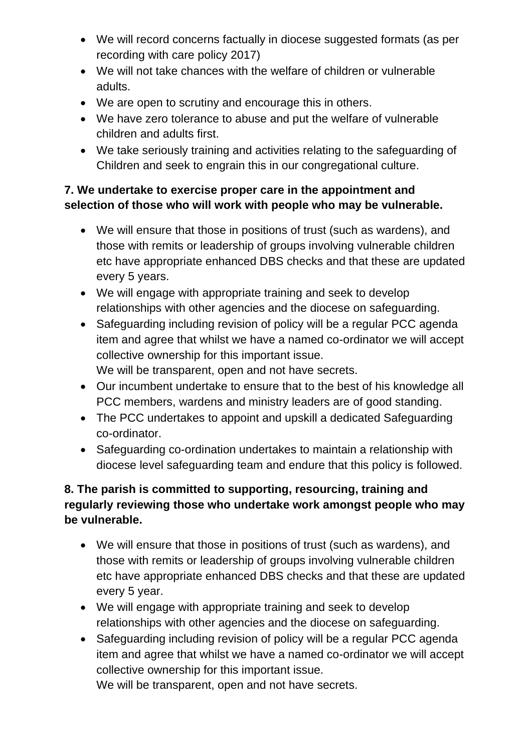- We will record concerns factually in diocese suggested formats (as per recording with care policy 2017)
- We will not take chances with the welfare of children or vulnerable adults.
- We are open to scrutiny and encourage this in others.
- We have zero tolerance to abuse and put the welfare of vulnerable children and adults first.
- We take seriously training and activities relating to the safeguarding of Children and seek to engrain this in our congregational culture.

**7. We undertake to exercise proper care in the appointment and selection of those who will work with people who may be vulnerable.**

- We will ensure that those in positions of trust (such as wardens), and those with remits or leadership of groups involving vulnerable children etc have appropriate enhanced DBS checks and that these are updated every 5 years.
- We will engage with appropriate training and seek to develop relationships with other agencies and the diocese on safeguarding.
- Safeguarding including revision of policy will be a regular PCC agenda item and agree that whilst we have a named co-ordinator we will accept collective ownership for this important issue.
  We will be transparent, open and not have secrets.
- Our incumbent undertake to ensure that to the best of his knowledge all PCC members, wardens and ministry leaders are of good standing.
- The PCC undertakes to appoint and upskill a dedicated Safeguarding co-ordinator.
- Safeguarding co-ordination undertakes to maintain a relationship with diocese level safeguarding team and endure that this policy is followed.

**8. The parish is committed to supporting, resourcing, training and regularly reviewing those who undertake work amongst people who may be vulnerable.**

- We will ensure that those in positions of trust (such as wardens), and those with remits or leadership of groups involving vulnerable children etc have appropriate enhanced DBS checks and that these are updated every 5 year.
- We will engage with appropriate training and seek to develop relationships with other agencies and the diocese on safeguarding.
- Safeguarding including revision of policy will be a regular PCC agenda item and agree that whilst we have a named co-ordinator we will accept collective ownership for this important issue.
  We will be transparent, open and not have secrets.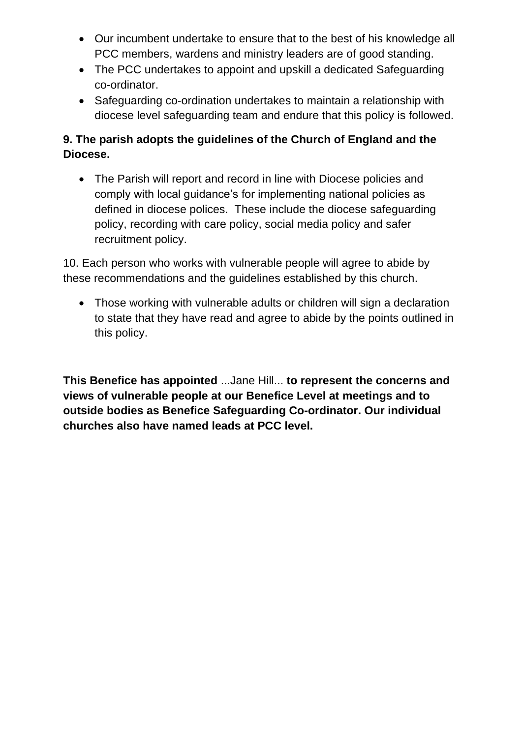- Our incumbent undertake to ensure that to the best of his knowledge all PCC members, wardens and ministry leaders are of good standing.
- The PCC undertakes to appoint and upskill a dedicated Safeguarding co-ordinator.
- Safeguarding co-ordination undertakes to maintain a relationship with diocese level safeguarding team and endure that this policy is followed.

**9. The parish adopts the guidelines of the Church of England and the Diocese.**

- The Parish will report and record in line with Diocese policies and comply with local guidance's for implementing national policies as defined in diocese polices. These include the diocese safeguarding policy, recording with care policy, social media policy and safer recruitment policy.

10. Each person who works with vulnerable people will agree to abide by these recommendations and the guidelines established by this church.

- Those working with vulnerable adults or children will sign a declaration to state that they have read and agree to abide by the points outlined in this policy.

**This Benefice has appointed** ...Jane Hill... **to represent the concerns and views of vulnerable people at our Benefice Level at meetings and to outside bodies as Benefice Safeguarding Co-ordinator. Our individual churches also have named leads at PCC level.**